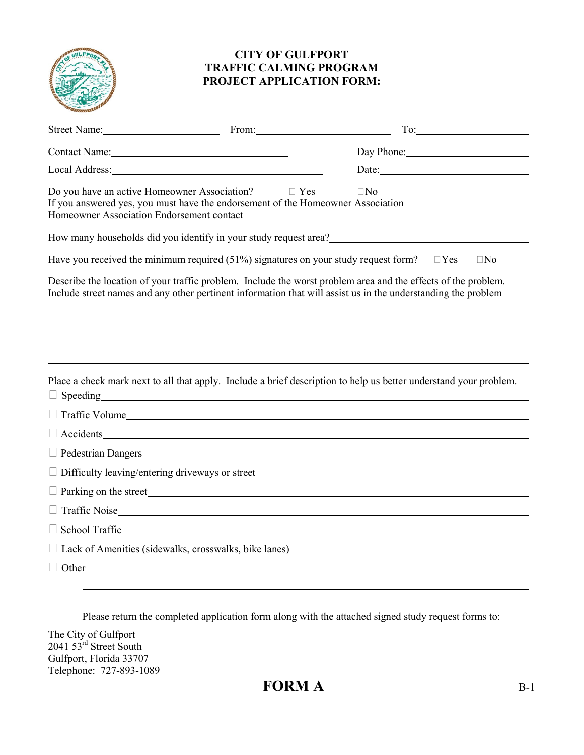# CITY OF GULFPORT
## TRAFFIC CALMING PROGRAM
## PROJECT APPLICATION FORM:

Street Name:______________________ From:_________________________ To:_____________________

Contact Name:_________________________________ Day Phone:_____________________

Local Address:_______________________________________ Date:_________________________

Do you have an active Homeowner Association? ☐ Yes ☐No
If you answered yes, you must have the endorsement of the Homeowner Association
Homeowner Association Endorsement contact ____________________________________________

How many households did you identify in your study request area?__________________________

Have you received the minimum required (51%) signatures on your study request form? ☐Yes ☐No

Describe the location of your traffic problem. Include the worst problem area and the effects of the problem. Include street names and any other pertinent information that will assist us in the understanding the problem

______________________________________________________________________________

______________________________________________________________________________

______________________________________________________________________________

Place a check mark next to all that apply. Include a brief description to help us better understand your problem.

☐ Speeding_____________________________________________________________________

☐ Traffic Volume________________________________________________________________

☐ Accidents_____________________________________________________________________

☐ Pedestrian Dangers_____________________________________________________________

☐ Difficulty leaving/entering driveways or street______________________________________

☐ Parking on the street____________________________________________________________

☐ Traffic Noise__________________________________________________________________

☐ School Traffic_________________________________________________________________

☐ Lack of Amenities (sidewalks, crosswalks, bike lanes)________________________________

☐ Other_________________________________________________________________________

______________________________________________________________________________

Please return the completed application form along with the attached signed study request forms to:

The City of Gulfport
2041 53rd Street South
Gulfport, Florida 33707
Telephone: 727-893-1089

**FORM A**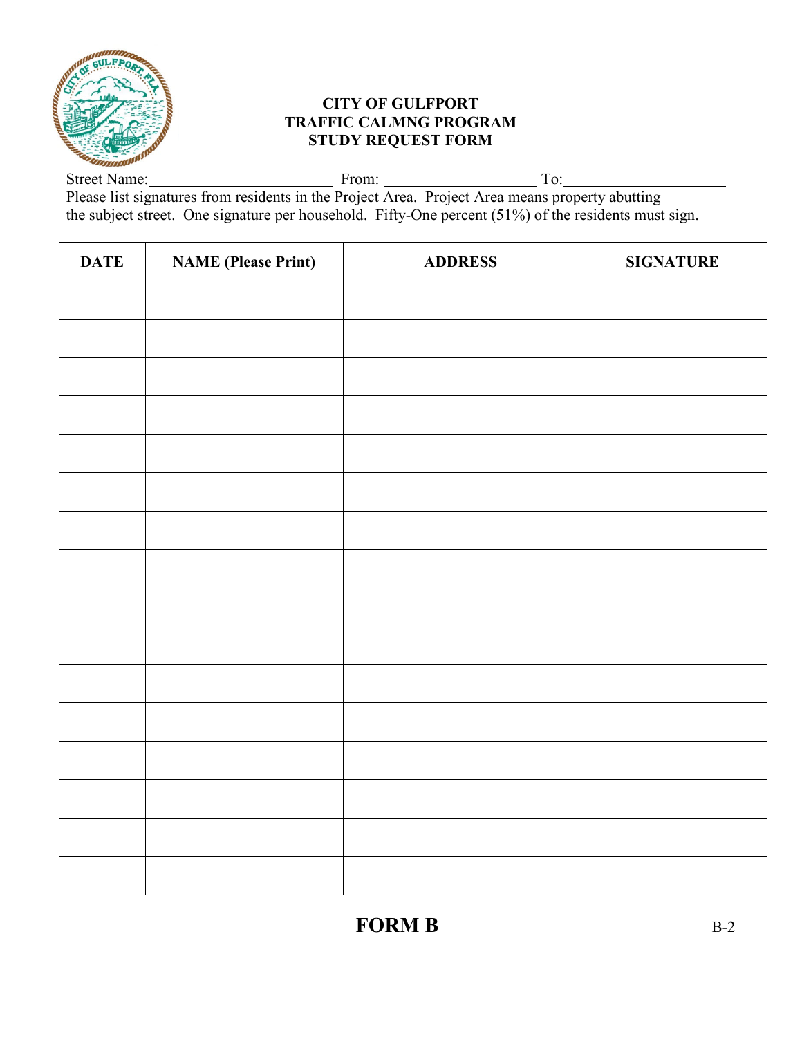# CITY OF GULFPORT
# TRAFFIC CALMNG PROGRAM
# STUDY REQUEST FORM

Street Name:________________________ From: ___________________ To:____________________

Please list signatures from residents in the Project Area. Project Area means property abutting the subject street. One signature per household. Fifty-One percent (51%) of the residents must sign.

| DATE | NAME (Please Print) | ADDRESS | SIGNATURE |
|---|---|---|---|
| | | | |
| | | | |
| | | | |
| | | | |
| | | | |
| | | | |
| | | | |
| | | | |
| | | | |
| | | | |
| | | | |
| | | | |
| | | | |
| | | | |
| | | | |
| | | | |

**FORM B**